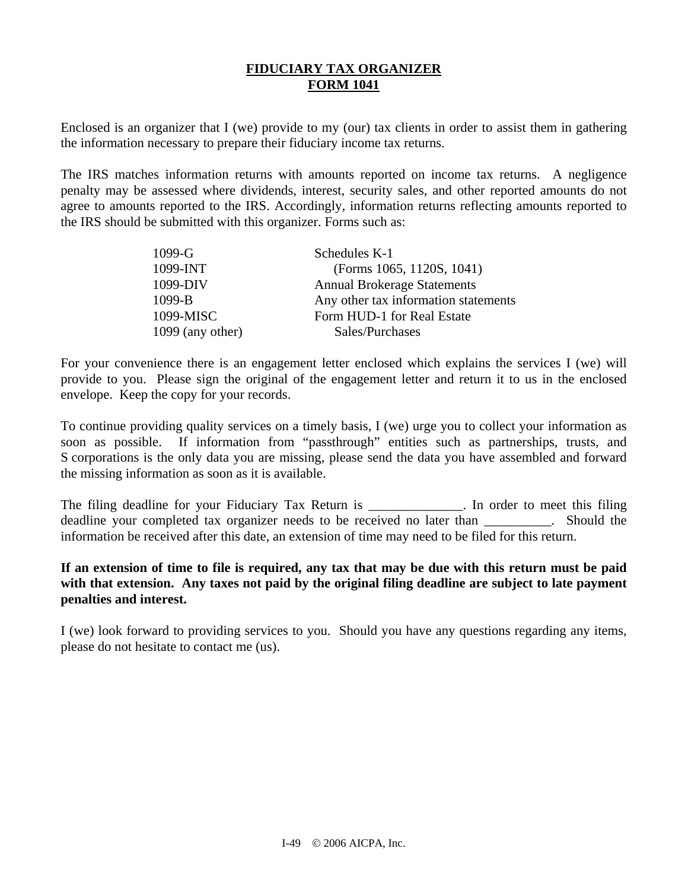# FIDUCIARY TAX ORGANIZER
# FORM 1041

Enclosed is an organizer that I (we) provide to my (our) tax clients in order to assist them in gathering the information necessary to prepare their fiduciary income tax returns.

The IRS matches information returns with amounts reported on income tax returns. A negligence penalty may be assessed where dividends, interest, security sales, and other reported amounts do not agree to amounts reported to the IRS. Accordingly, information returns reflecting amounts reported to the IRS should be submitted with this organizer. Forms such as:

| | |
|---|---|
| 1099-G | Schedules K-1 (Forms 1065, 1120S, 1041) |
| 1099-INT | Annual Brokerage Statements |
| 1099-DIV | Any other tax information statements |
| 1099-B | Form HUD-1 for Real Estate Sales/Purchases |
| 1099-MISC | |
| 1099 (any other) | |

For your convenience there is an engagement letter enclosed which explains the services I (we) will provide to you. Please sign the original of the engagement letter and return it to us in the enclosed envelope. Keep the copy for your records.

To continue providing quality services on a timely basis, I (we) urge you to collect your information as soon as possible. If information from "passthrough" entities such as partnerships, trusts, and S corporations is the only data you are missing, please send the data you have assembled and forward the missing information as soon as it is available.

The filing deadline for your Fiduciary Tax Return is ______________. In order to meet this filing deadline your completed tax organizer needs to be received no later than __________. Should the information be received after this date, an extension of time may need to be filed for this return.

**If an extension of time to file is required, any tax that may be due with this return must be paid with that extension. Any taxes not paid by the original filing deadline are subject to late payment penalties and interest.**

I (we) look forward to providing services to you. Should you have any questions regarding any items, please do not hesitate to contact me (us).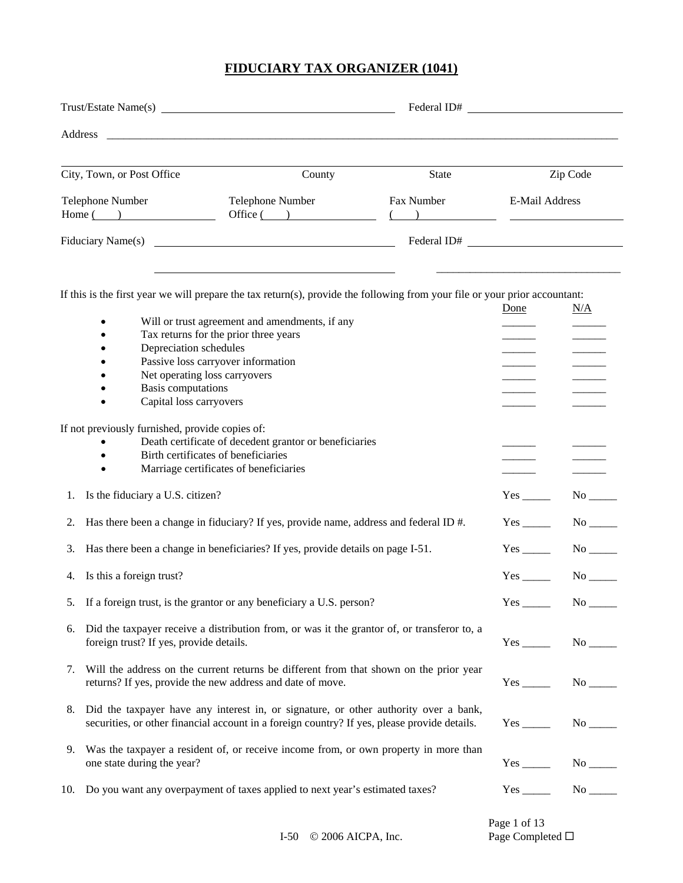# FIDUCIARY TAX ORGANIZER (1041)

Trust/Estate Name(s) ______________________ Federal ID# ______________________

Address ______________________________________________________________

City, Town, or Post Office ______ County ______ State ______ Zip Code ______

Telephone Number Home ( ) ______ Telephone Number Office ( ) ______ Fax Number ( ) ______ E-Mail Address ______

Fiduciary Name(s) ______________________ Federal ID# ______________________

______________________ ______________________

If this is the first year we will prepare the tax return(s), provide the following from your file or your prior accountant:

| | Done | N/A |
|---|---|---|
| • Will or trust agreement and amendments, if any | ______ | ______ |
| • Tax returns for the prior three years | ______ | ______ |
| • Depreciation schedules | ______ | ______ |
| • Passive loss carryover information | ______ | ______ |
| • Net operating loss carryovers | ______ | ______ |
| • Basis computations | ______ | ______ |
| • Capital loss carryovers | ______ | ______ |

If not previously furnished, provide copies of:

| | | |
|---|---|---|
| • Death certificate of decedent grantor or beneficiaries | ______ | ______ |
| • Birth certificates of beneficiaries | ______ | ______ |
| • Marriage certificates of beneficiaries | ______ | ______ |

| | | | |
|---|---|---|---|
| 1. | Is the fiduciary a U.S. citizen? | Yes _____ | No _____ |
| 2. | Has there been a change in fiduciary? If yes, provide name, address and federal ID #. | Yes _____ | No _____ |
| 3. | Has there been a change in beneficiaries? If yes, provide details on page I-51. | Yes _____ | No _____ |
| 4. | Is this a foreign trust? | Yes _____ | No _____ |
| 5. | If a foreign trust, is the grantor or any beneficiary a U.S. person? | Yes _____ | No _____ |
| 6. | Did the taxpayer receive a distribution from, or was it the grantor of, or transferor to, a foreign trust? If yes, provide details. | Yes _____ | No _____ |
| 7. | Will the address on the current returns be different from that shown on the prior year returns? If yes, provide the new address and date of move. | Yes _____ | No _____ |
| 8. | Did the taxpayer have any interest in, or signature, or other authority over a bank, securities, or other financial account in a foreign country? If yes, please provide details. | Yes _____ | No _____ |
| 9. | Was the taxpayer a resident of, or receive income from, or own property in more than one state during the year? | Yes _____ | No _____ |
| 10. | Do you want any overpayment of taxes applied to next year's estimated taxes? | Yes _____ | No _____ |

Page Completed ☐

I-50 © 2006 AICPA, Inc.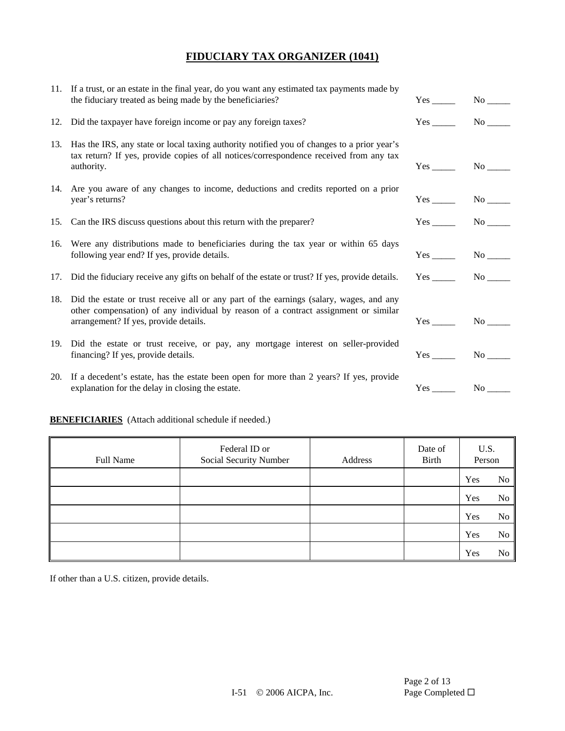# FIDUCIARY TAX ORGANIZER (1041)

11. If a trust, or an estate in the final year, do you want any estimated tax payments made by the fiduciary treated as being made by the beneficiaries? Yes _____ No _____

12. Did the taxpayer have foreign income or pay any foreign taxes? Yes _____ No _____

13. Has the IRS, any state or local taxing authority notified you of changes to a prior year's tax return? If yes, provide copies of all notices/correspondence received from any tax authority. Yes _____ No _____

14. Are you aware of any changes to income, deductions and credits reported on a prior year's returns? Yes _____ No _____

15. Can the IRS discuss questions about this return with the preparer? Yes _____ No _____

16. Were any distributions made to beneficiaries during the tax year or within 65 days following year end? If yes, provide details. Yes _____ No _____

17. Did the fiduciary receive any gifts on behalf of the estate or trust? If yes, provide details. Yes _____ No _____

18. Did the estate or trust receive all or any part of the earnings (salary, wages, and any other compensation) of any individual by reason of a contract assignment or similar arrangement? If yes, provide details. Yes _____ No _____

19. Did the estate or trust receive, or pay, any mortgage interest on seller-provided financing? If yes, provide details. Yes _____ No _____

20. If a decedent's estate, has the estate been open for more than 2 years? If yes, provide explanation for the delay in closing the estate. Yes _____ No _____

**BENEFICIARIES** (Attach additional schedule if needed.)

| Full Name | Federal ID or Social Security Number | Address | Date of Birth | U.S. Person |
|---|---|---|---|---|
| | | | | Yes No |
| | | | | Yes No |
| | | | | Yes No |
| | | | | Yes No |
| | | | | Yes No |

If other than a U.S. citizen, provide details.

I-51 © 2006 AICPA, Inc.

Page Completed ☐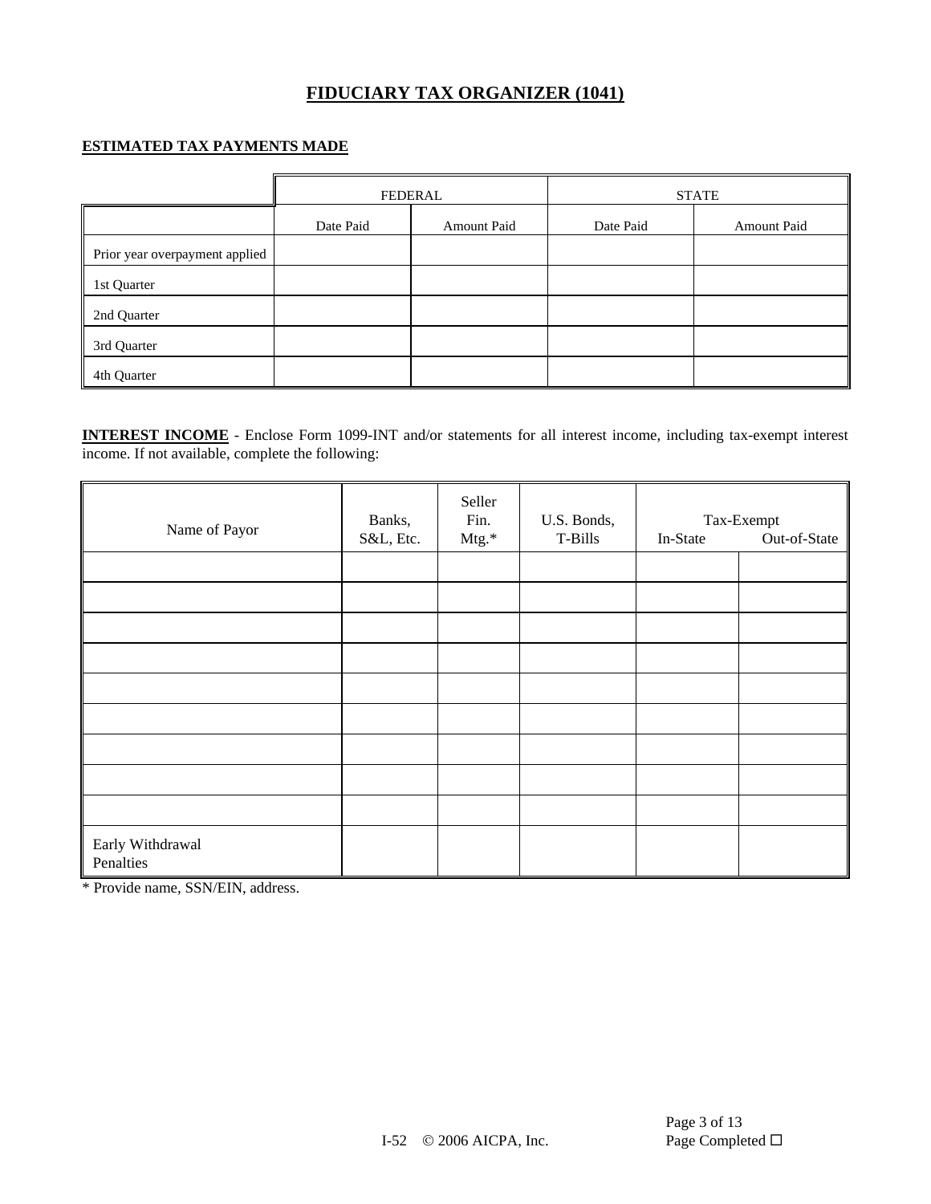# FIDUCIARY TAX ORGANIZER (1041)

**ESTIMATED TAX PAYMENTS MADE**

| | FEDERAL | | STATE | |
|---|---|---|---|---|
| | Date Paid | Amount Paid | Date Paid | Amount Paid |
| Prior year overpayment applied | | | | |
| 1st Quarter | | | | |
| 2nd Quarter | | | | |
| 3rd Quarter | | | | |
| 4th Quarter | | | | |

**INTEREST INCOME** - Enclose Form 1099-INT and/or statements for all interest income, including tax-exempt interest income. If not available, complete the following:

| Name of Payor | Banks, S&L, Etc. | Seller Fin. Mtg.* | U.S. Bonds, T-Bills | Tax-Exempt In-State | Tax-Exempt Out-of-State |
|---|---|---|---|---|---|
| | | | | | |
| | | | | | |
| | | | | | |
| | | | | | |
| | | | | | |
| | | | | | |
| | | | | | |
| | | | | | |
| | | | | | |
| Early Withdrawal Penalties | | | | | |

* Provide name, SSN/EIN, address.

I-52 © 2006 AICPA, Inc.

Page Completed ☐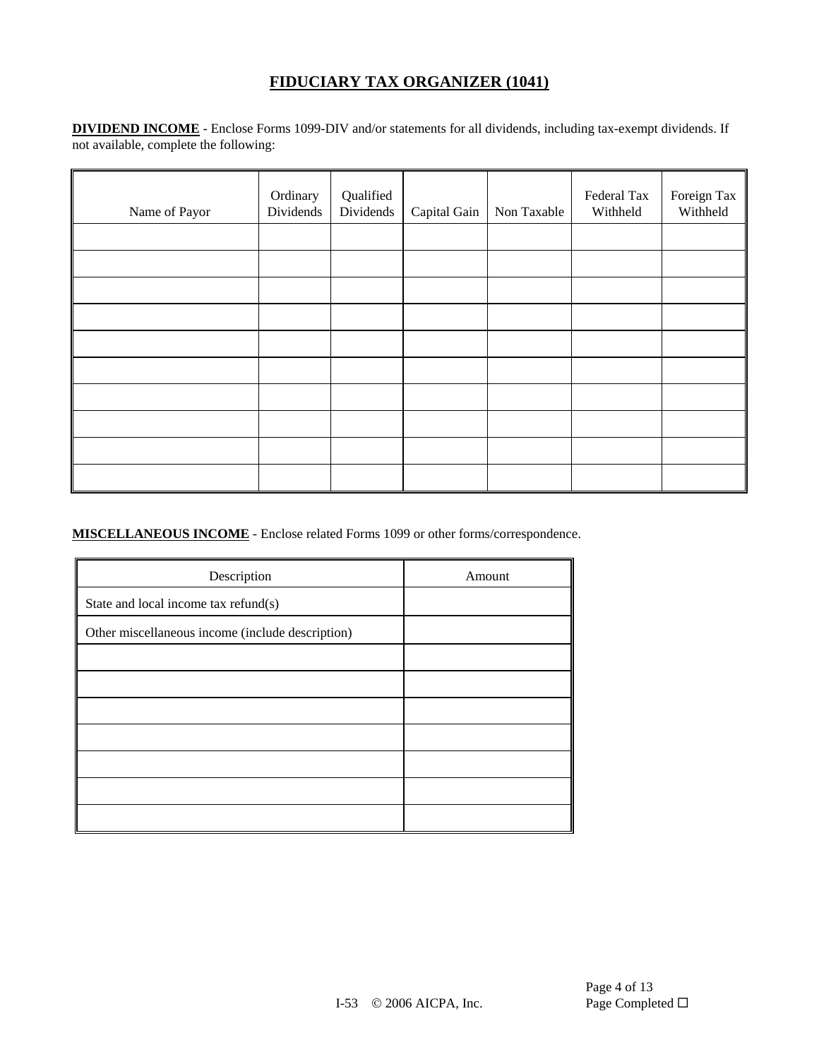# FIDUCIARY TAX ORGANIZER (1041)

**DIVIDEND INCOME** - Enclose Forms 1099-DIV and/or statements for all dividends, including tax-exempt dividends. If not available, complete the following:

| Name of Payor | Ordinary Dividends | Qualified Dividends | Capital Gain | Non Taxable | Federal Tax Withheld | Foreign Tax Withheld |
|---|---|---|---|---|---|---|
| | | | | | | |
| | | | | | | |
| | | | | | | |
| | | | | | | |
| | | | | | | |
| | | | | | | |
| | | | | | | |
| | | | | | | |
| | | | | | | |
| | | | | | | |

**MISCELLANEOUS INCOME** - Enclose related Forms 1099 or other forms/correspondence.

| Description | Amount |
|---|---|
| State and local income tax refund(s) | |
| Other miscellaneous income (include description) | |
| | |
| | |
| | |
| | |
| | |
| | |
| | |

Page Completed ☐

I-53 © 2006 AICPA, Inc.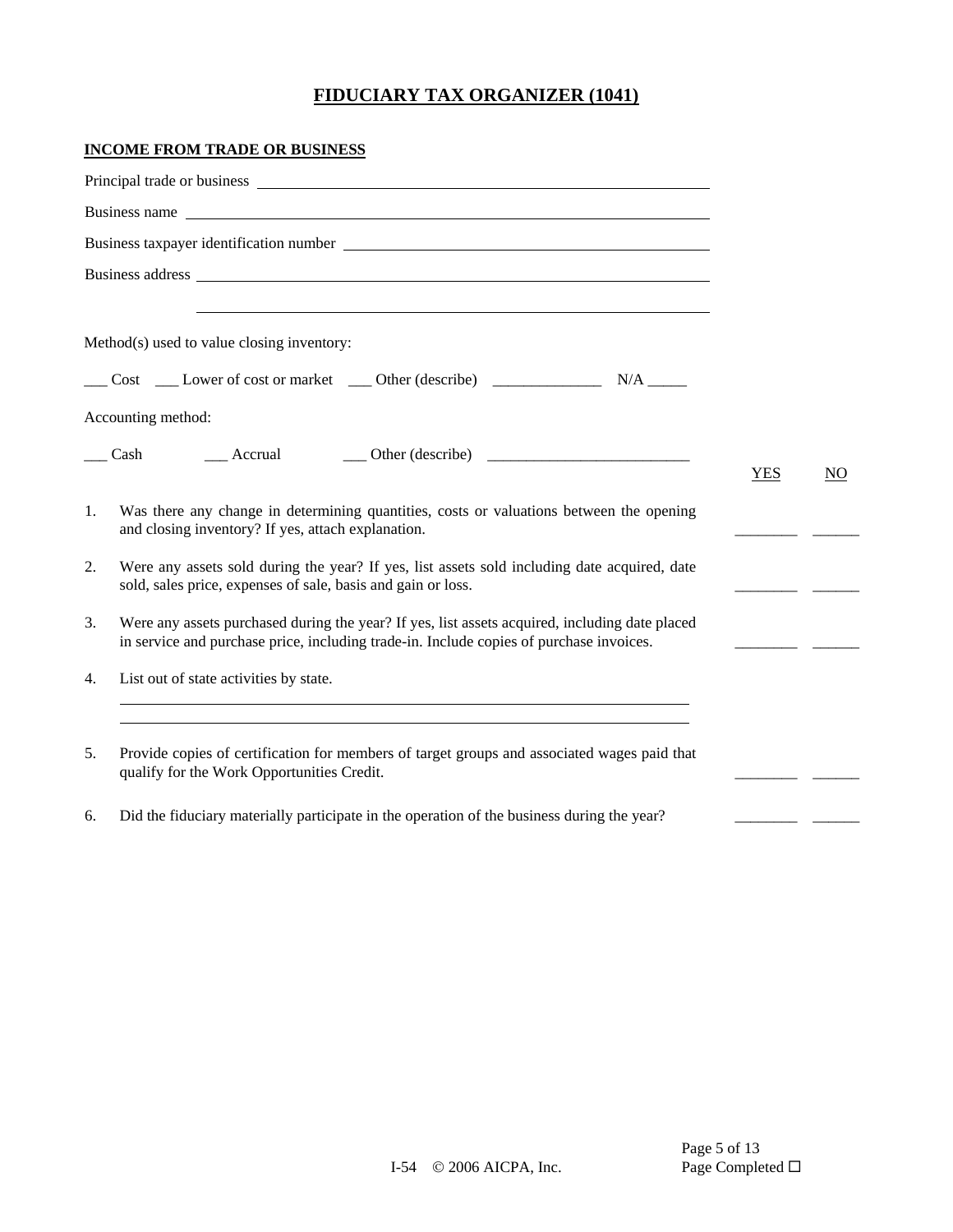# FIDUCIARY TAX ORGANIZER (1041)

## INCOME FROM TRADE OR BUSINESS

Principal trade or business ______________________________

Business name ______________________________

Business taxpayer identification number ______________________________

Business address ______________________________

______________________________

Method(s) used to value closing inventory:

___ Cost ___ Lower of cost or market ___ Other (describe) ______________ N/A _____

Accounting method:

___ Cash ___ Accrual ___ Other (describe) __________________________

| | | YES | NO |
|---|---|---|---|
| 1. | Was there any change in determining quantities, costs or valuations between the opening and closing inventory? If yes, attach explanation. | ________ | ______ |
| 2. | Were any assets sold during the year? If yes, list assets sold including date acquired, date sold, sales price, expenses of sale, basis and gain or loss. | ________ | ______ |
| 3. | Were any assets purchased during the year? If yes, list assets acquired, including date placed in service and purchase price, including trade-in. Include copies of purchase invoices. | ________ | ______ |
| 4. | List out of state activities by state. | | |
| 5. | Provide copies of certification for members of target groups and associated wages paid that qualify for the Work Opportunities Credit. | ________ | ______ |
| 6. | Did the fiduciary materially participate in the operation of the business during the year? | ________ | ______ |

I-54 © 2006 AICPA, Inc.

Page Completed ☐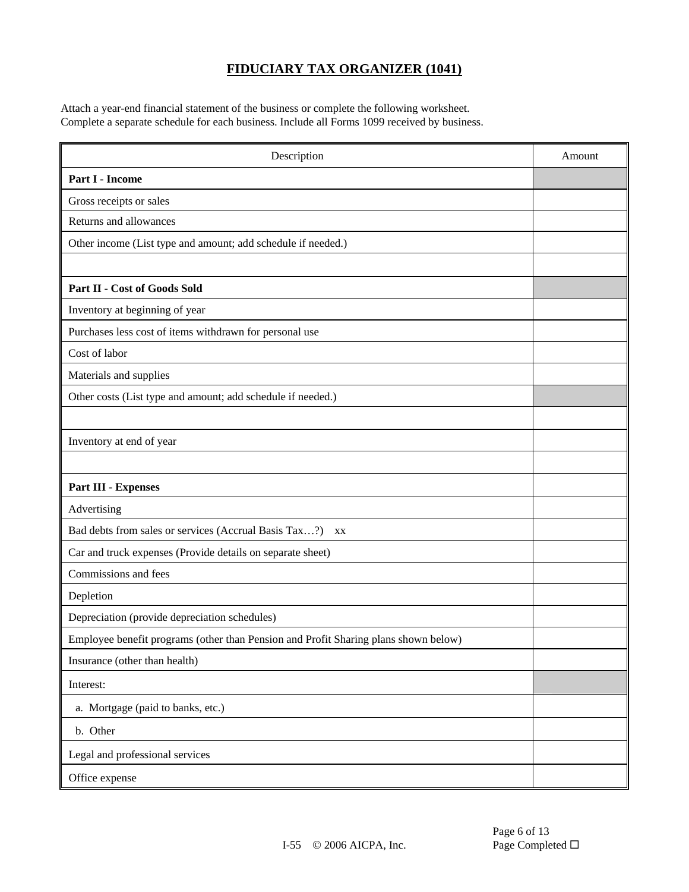# FIDUCIARY TAX ORGANIZER (1041)

Attach a year-end financial statement of the business or complete the following worksheet.
Complete a separate schedule for each business. Include all Forms 1099 received by business.

| Description | Amount |
|---|---|
| **Part I - Income** | |
| Gross receipts or sales | |
| Returns and allowances | |
| Other income (List type and amount; add schedule if needed.) | |
| | |
| **Part II - Cost of Goods Sold** | |
| Inventory at beginning of year | |
| Purchases less cost of items withdrawn for personal use | |
| Cost of labor | |
| Materials and supplies | |
| Other costs (List type and amount; add schedule if needed.) | |
| | |
| Inventory at end of year | |
| | |
| **Part III - Expenses** | |
| Advertising | |
| Bad debts from sales or services (Accrual Basis Tax…?) xx | |
| Car and truck expenses (Provide details on separate sheet) | |
| Commissions and fees | |
| Depletion | |
| Depreciation (provide depreciation schedules) | |
| Employee benefit programs (other than Pension and Profit Sharing plans shown below) | |
| Insurance (other than health) | |
| Interest: | |
| a. Mortgage (paid to banks, etc.) | |
| b. Other | |
| Legal and professional services | |
| Office expense | |

I-55 © 2006 AICPA, Inc.

Page Completed ☐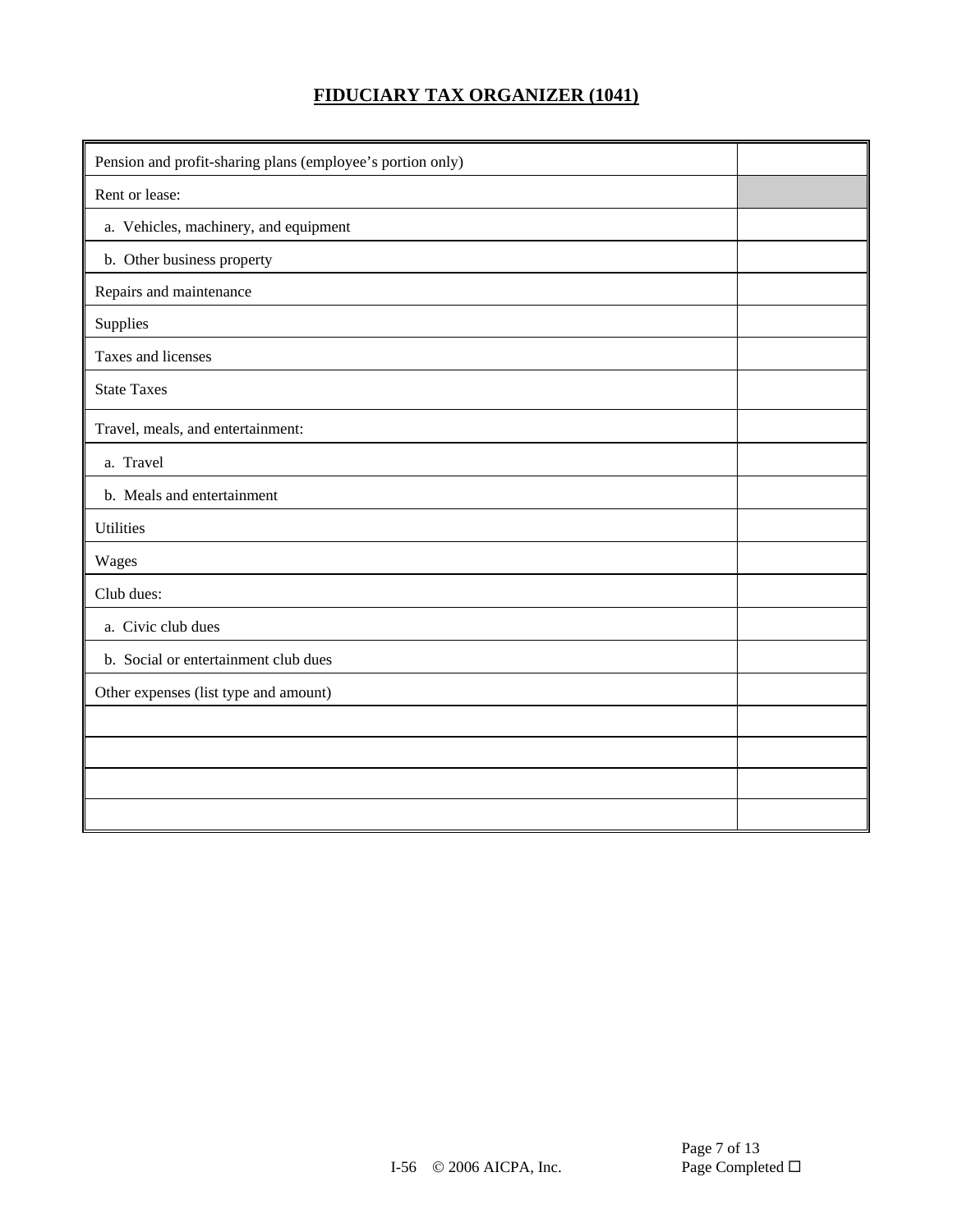# FIDUCIARY TAX ORGANIZER (1041)

| | |
|---|---|
| Pension and profit-sharing plans (employee's portion only) | |
| Rent or lease: | |
| a. Vehicles, machinery, and equipment | |
| b. Other business property | |
| Repairs and maintenance | |
| Supplies | |
| Taxes and licenses | |
| State Taxes | |
| Travel, meals, and entertainment: | |
| a. Travel | |
| b. Meals and entertainment | |
| Utilities | |
| Wages | |
| Club dues: | |
| a. Civic club dues | |
| b. Social or entertainment club dues | |
| Other expenses (list type and amount) | |
| | |
| | |
| | |
| | |

I-56 © 2006 AICPA, Inc.

Page Completed ☐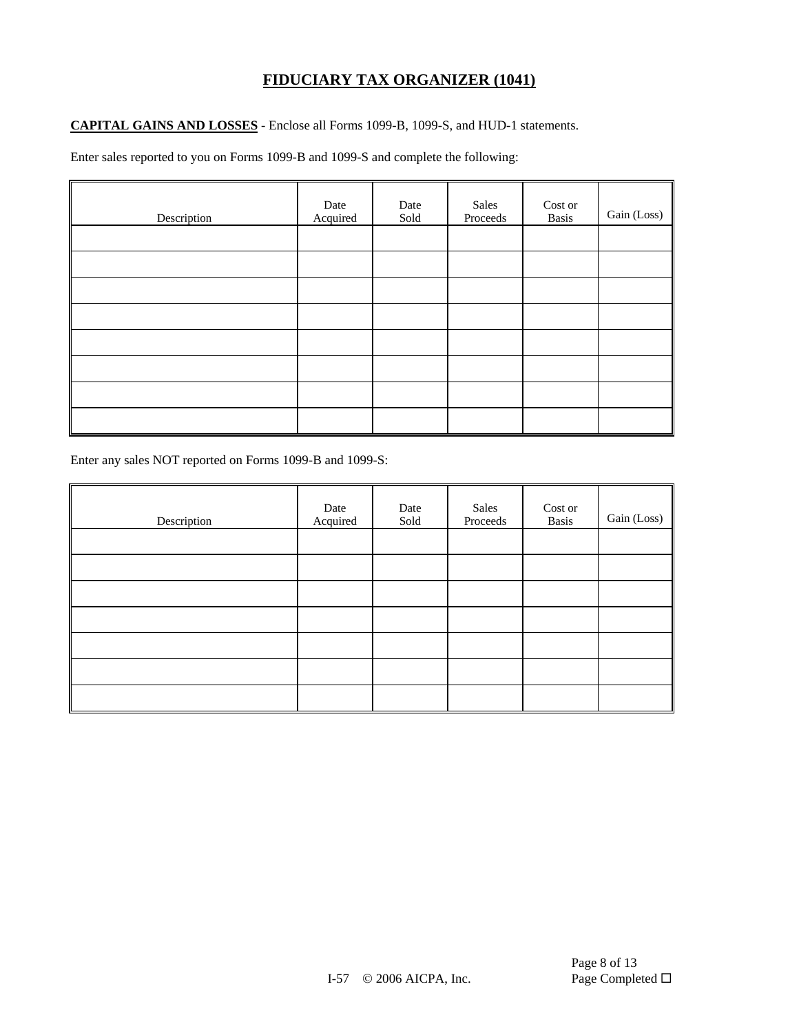# FIDUCIARY TAX ORGANIZER (1041)

**CAPITAL GAINS AND LOSSES** - Enclose all Forms 1099-B, 1099-S, and HUD-1 statements.

Enter sales reported to you on Forms 1099-B and 1099-S and complete the following:

| Description | Date Acquired | Date Sold | Sales Proceeds | Cost or Basis | Gain (Loss) |
|---|---|---|---|---|---|
| | | | | | |
| | | | | | |
| | | | | | |
| | | | | | |
| | | | | | |
| | | | | | |
| | | | | | |
| | | | | | |

Enter any sales NOT reported on Forms 1099-B and 1099-S:

| Description | Date Acquired | Date Sold | Sales Proceeds | Cost or Basis | Gain (Loss) |
|---|---|---|---|---|---|
| | | | | | |
| | | | | | |
| | | | | | |
| | | | | | |
| | | | | | |
| | | | | | |
| | | | | | |

I-57 © 2006 AICPA, Inc.

Page Completed ☐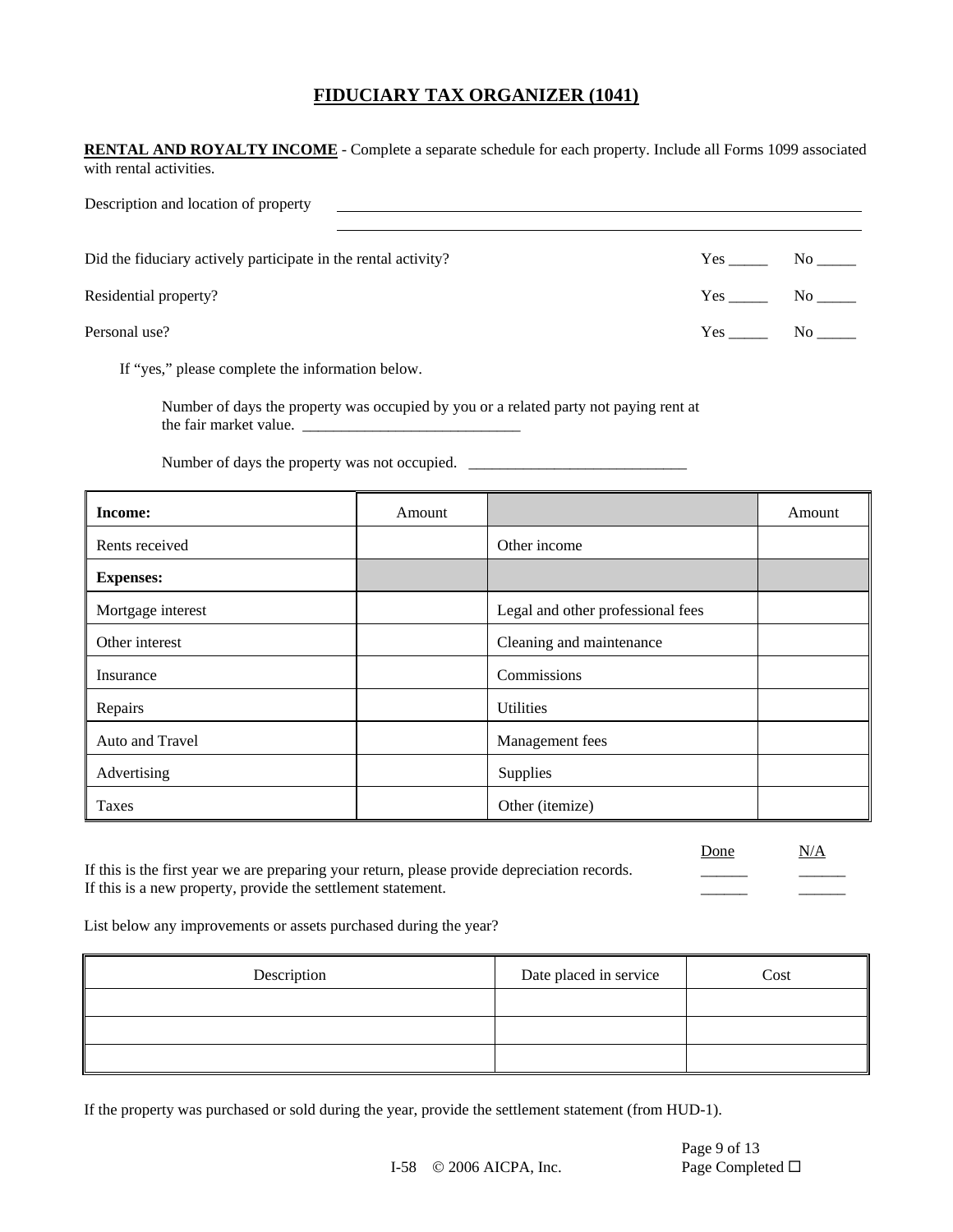# FIDUCIARY TAX ORGANIZER (1041)

**RENTAL AND ROYALTY INCOME** - Complete a separate schedule for each property. Include all Forms 1099 associated with rental activities.

Description and location of property ______________________________________________

______________________________________________

Did the fiduciary actively participate in the rental activity? Yes _____ No _____

Residential property? Yes _____ No _____

Personal use? Yes _____ No _____

If "yes," please complete the information below.

Number of days the property was occupied by you or a related party not paying rent at the fair market value. ____________________________

Number of days the property was not occupied. ____________________________

| **Income:** | Amount | | Amount |
|---|---|---|---|
| Rents received | | Other income | |
| **Expenses:** | | | |
| Mortgage interest | | Legal and other professional fees | |
| Other interest | | Cleaning and maintenance | |
| Insurance | | Commissions | |
| Repairs | | Utilities | |
| Auto and Travel | | Management fees | |
| Advertising | | Supplies | |
| Taxes | | Other (itemize) | |

| | Done | N/A |
|---|---|---|
| If this is the first year we are preparing your return, please provide depreciation records. | ______ | ______ |
| If this is a new property, provide the settlement statement. | ______ | ______ |

List below any improvements or assets purchased during the year?

| Description | Date placed in service | Cost |
|---|---|---|
| | | |
| | | |
| | | |

If the property was purchased or sold during the year, provide the settlement statement (from HUD-1).

I-58 © 2006 AICPA, Inc.

Page Completed ☐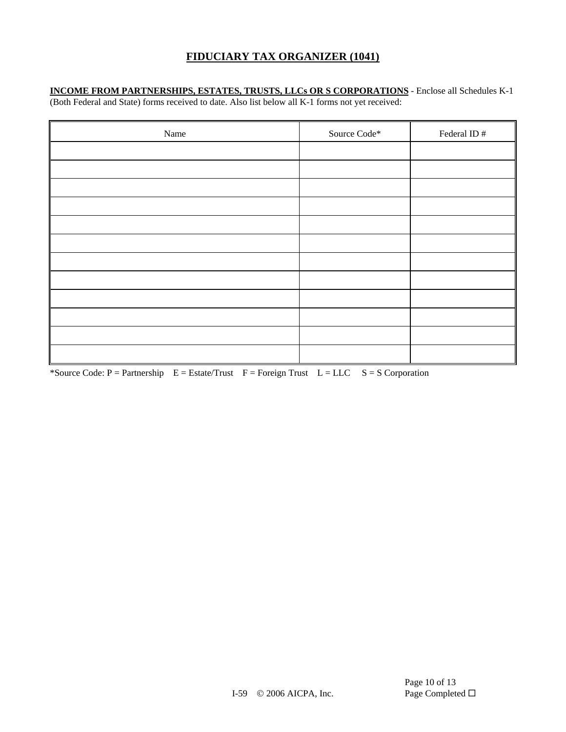# FIDUCIARY TAX ORGANIZER (1041)

**INCOME FROM PARTNERSHIPS, ESTATES, TRUSTS, LLCs OR S CORPORATIONS** - Enclose all Schedules K-1 (Both Federal and State) forms received to date. Also list below all K-1 forms not yet received:

| Name | Source Code* | Federal ID # |
|---|---|---|
| | | |
| | | |
| | | |
| | | |
| | | |
| | | |
| | | |
| | | |
| | | |
| | | |
| | | |
| | | |

*Source Code: P = Partnership E = Estate/Trust F = Foreign Trust L = LLC S = S Corporation

I-59 © 2006 AICPA, Inc.

Page Completed ☐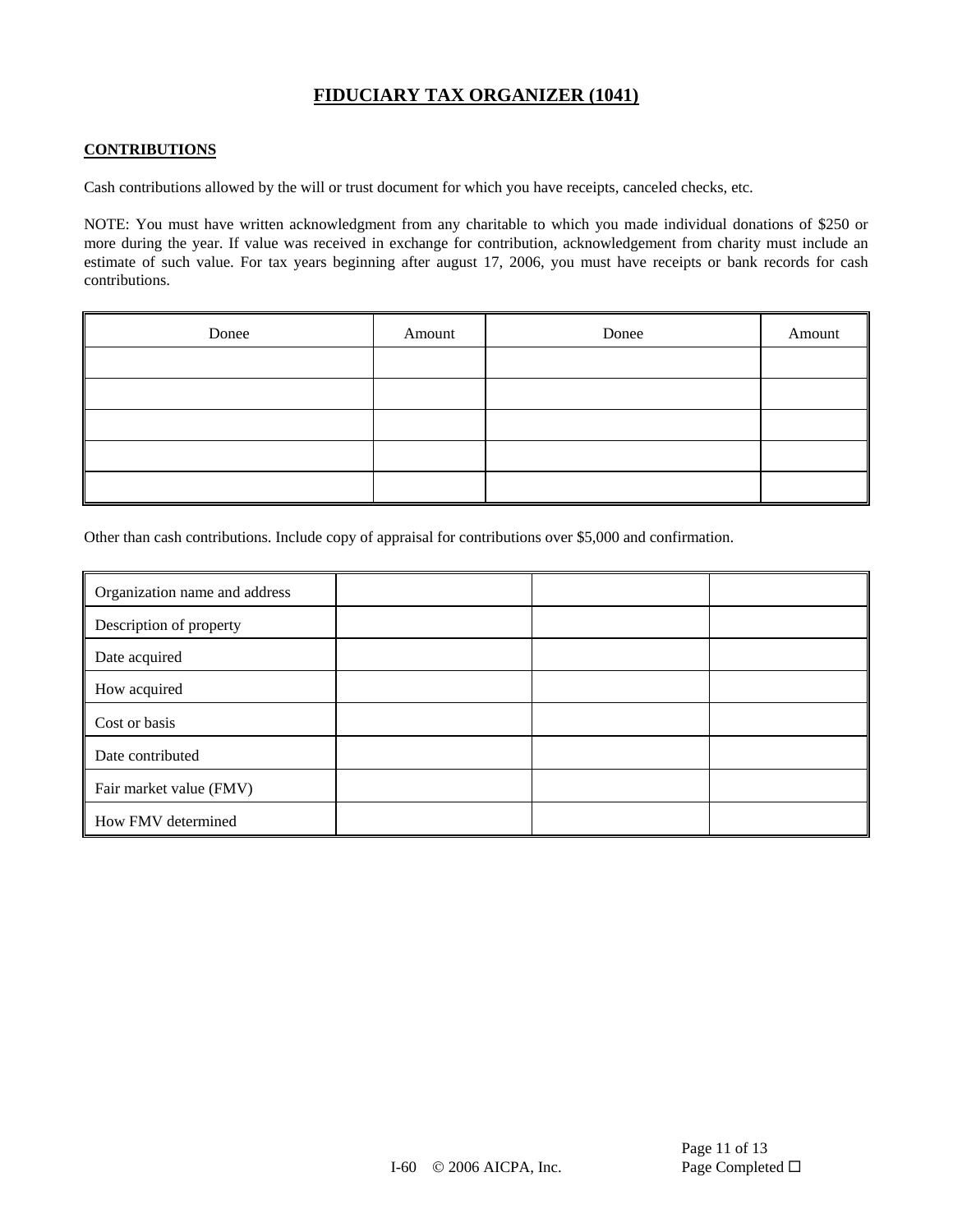# FIDUCIARY TAX ORGANIZER (1041)

## CONTRIBUTIONS

Cash contributions allowed by the will or trust document for which you have receipts, canceled checks, etc.

NOTE: You must have written acknowledgment from any charitable to which you made individual donations of $250 or more during the year. If value was received in exchange for contribution, acknowledgement from charity must include an estimate of such value. For tax years beginning after august 17, 2006, you must have receipts or bank records for cash contributions.

| Donee | Amount | Donee | Amount |
|---|---|---|---|
| | | | |
| | | | |
| | | | |
| | | | |
| | | | |

Other than cash contributions. Include copy of appraisal for contributions over $5,000 and confirmation.

| | | | |
|---|---|---|---|
| Organization name and address | | | |
| Description of property | | | |
| Date acquired | | | |
| How acquired | | | |
| Cost or basis | | | |
| Date contributed | | | |
| Fair market value (FMV) | | | |
| How FMV determined | | | |

I-60 © 2006 AICPA, Inc.

Page Completed ☐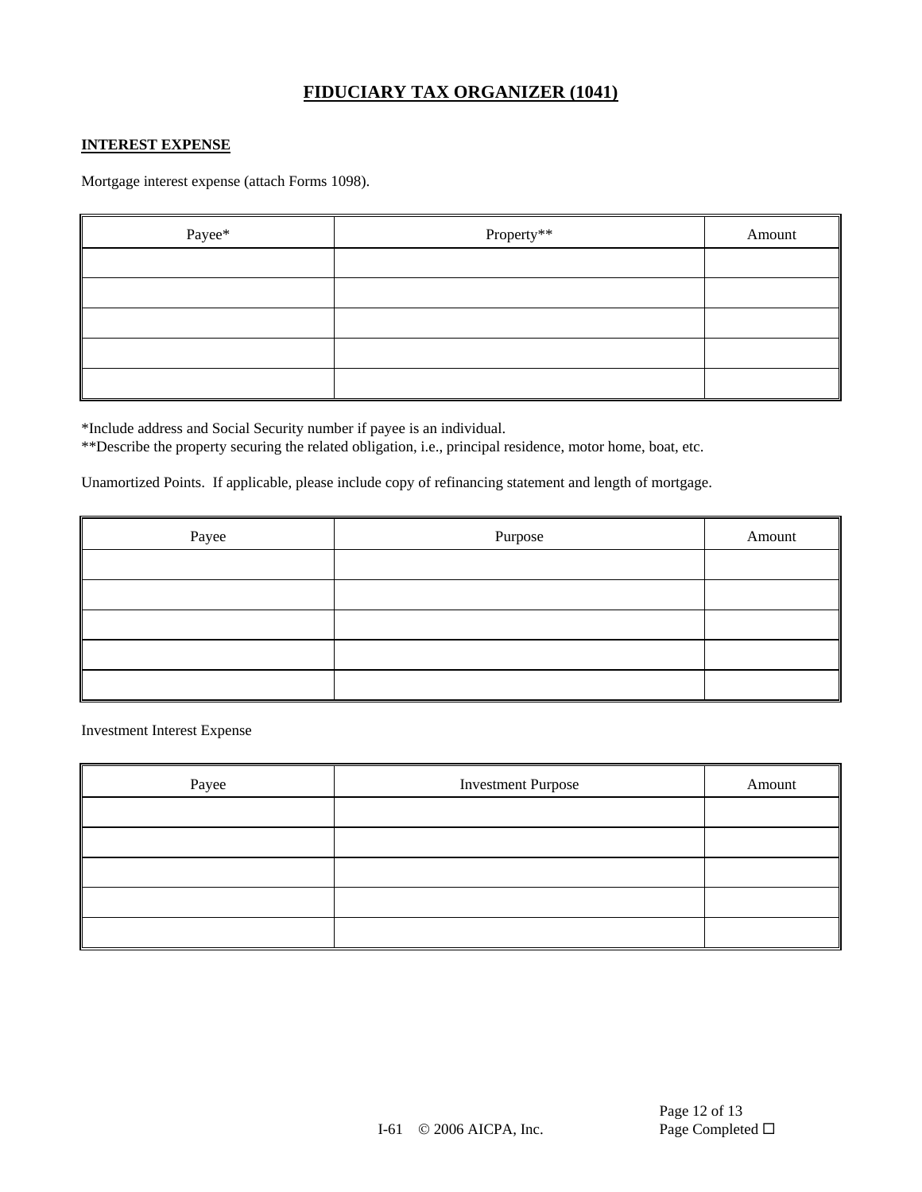# FIDUCIARY TAX ORGANIZER (1041)

## INTEREST EXPENSE

Mortgage interest expense (attach Forms 1098).

| Payee* | Property** | Amount |
|---|---|---|
| | | |
| | | |
| | | |
| | | |
| | | |

*Include address and Social Security number if payee is an individual.
**Describe the property securing the related obligation, i.e., principal residence, motor home, boat, etc.

Unamortized Points. If applicable, please include copy of refinancing statement and length of mortgage.

| Payee | Purpose | Amount |
|---|---|---|
| | | |
| | | |
| | | |
| | | |
| | | |

Investment Interest Expense

| Payee | Investment Purpose | Amount |
|---|---|---|
| | | |
| | | |
| | | |
| | | |
| | | |

I-61 © 2006 AICPA, Inc.

Page Completed ☐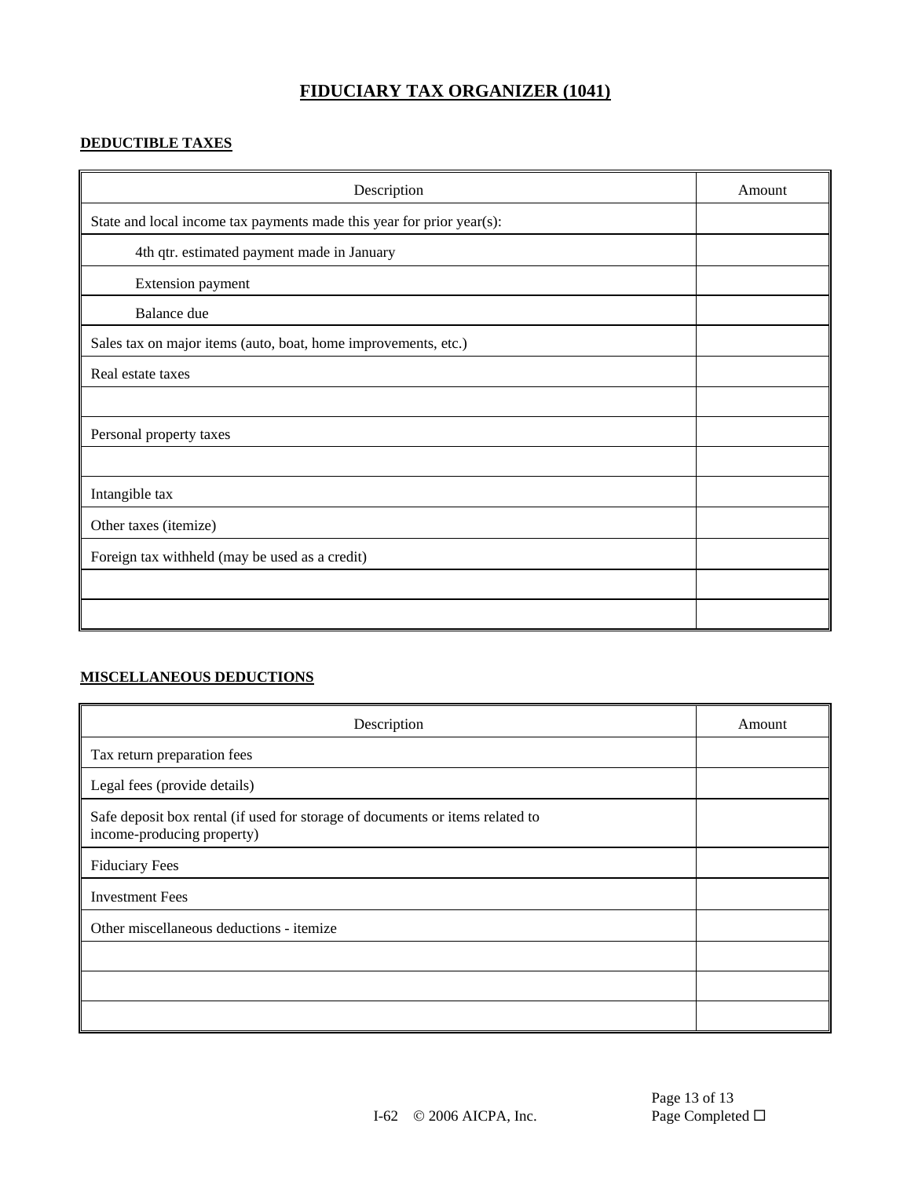# FIDUCIARY TAX ORGANIZER (1041)

## DEDUCTIBLE TAXES

| Description | Amount |
|---|---|
| State and local income tax payments made this year for prior year(s): | |
| 4th qtr. estimated payment made in January | |
| Extension payment | |
| Balance due | |
| Sales tax on major items (auto, boat, home improvements, etc.) | |
| Real estate taxes | |
| | |
| Personal property taxes | |
| | |
| Intangible tax | |
| Other taxes (itemize) | |
| Foreign tax withheld (may be used as a credit) | |
| | |
| | |

## MISCELLANEOUS DEDUCTIONS

| Description | Amount |
|---|---|
| Tax return preparation fees | |
| Legal fees (provide details) | |
| Safe deposit box rental (if used for storage of documents or items related to income-producing property) | |
| Fiduciary Fees | |
| Investment Fees | |
| Other miscellaneous deductions - itemize | |
| | |
| | |
| | |

I-62 © 2006 AICPA, Inc.

Page Completed ☐